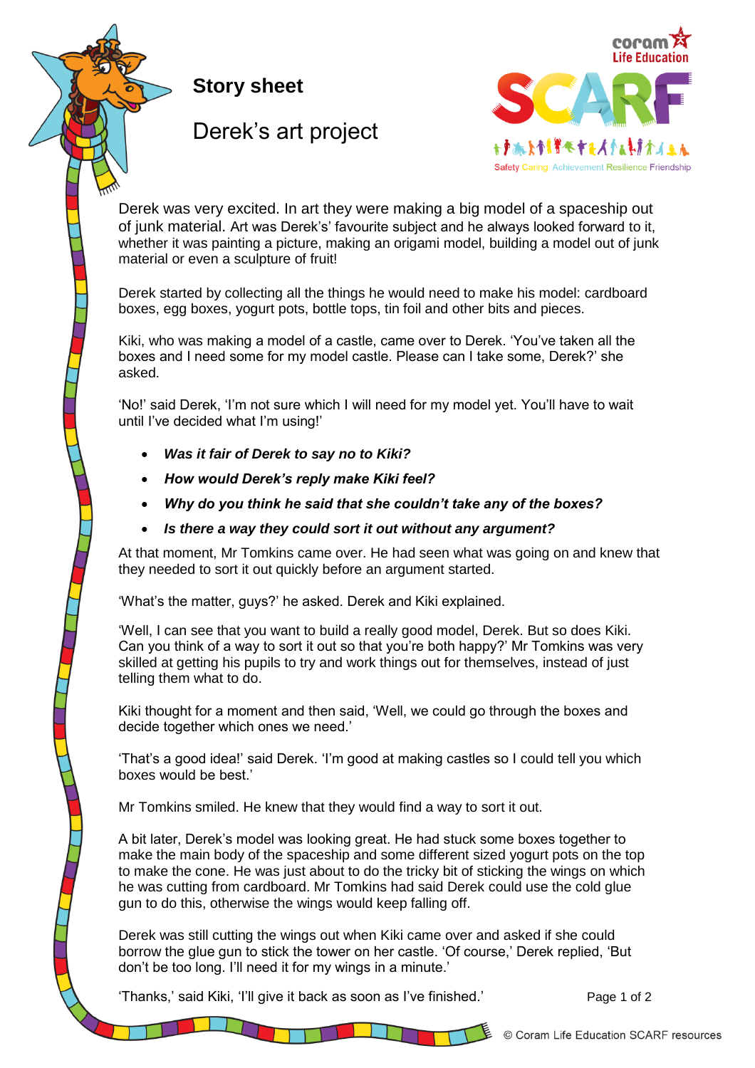# Story sheet

## Derek's art project

Derek was very excited. In art they were making a big model of a spaceship out of junk material. Art was Derek's' favourite subject and he always looked forward to it, whether it was painting a picture, making an origami model, building a model out of junk material or even a sculpture of fruit!

Derek started by collecting all the things he would need to make his model: cardboard boxes, egg boxes, yogurt pots, bottle tops, tin foil and other bits and pieces.

Kiki, who was making a model of a castle, came over to Derek. 'You've taken all the boxes and I need some for my model castle. Please can I take some, Derek?' she asked.

'No!' said Derek, 'I'm not sure which I will need for my model yet. You'll have to wait until I've decided what I'm using!'

- ***Was it fair of Derek to say no to Kiki?***
- ***How would Derek's reply make Kiki feel?***
- ***Why do you think he said that she couldn't take any of the boxes?***
- ***Is there a way they could sort it out without any argument?***

At that moment, Mr Tomkins came over. He had seen what was going on and knew that they needed to sort it out quickly before an argument started.

'What's the matter, guys?' he asked. Derek and Kiki explained.

'Well, I can see that you want to build a really good model, Derek. But so does Kiki. Can you think of a way to sort it out so that you're both happy?' Mr Tomkins was very skilled at getting his pupils to try and work things out for themselves, instead of just telling them what to do.

Kiki thought for a moment and then said, 'Well, we could go through the boxes and decide together which ones we need.'

'That's a good idea!' said Derek. 'I'm good at making castles so I could tell you which boxes would be best.'

Mr Tomkins smiled. He knew that they would find a way to sort it out.

A bit later, Derek's model was looking great. He had stuck some boxes together to make the main body of the spaceship and some different sized yogurt pots on the top to make the cone. He was just about to do the tricky bit of sticking the wings on which he was cutting from cardboard. Mr Tomkins had said Derek could use the cold glue gun to do this, otherwise the wings would keep falling off.

Derek was still cutting the wings out when Kiki came over and asked if she could borrow the glue gun to stick the tower on her castle. 'Of course,' Derek replied, 'But don't be too long. I'll need it for my wings in a minute.'

'Thanks,' said Kiki, 'I'll give it back as soon as I've finished.'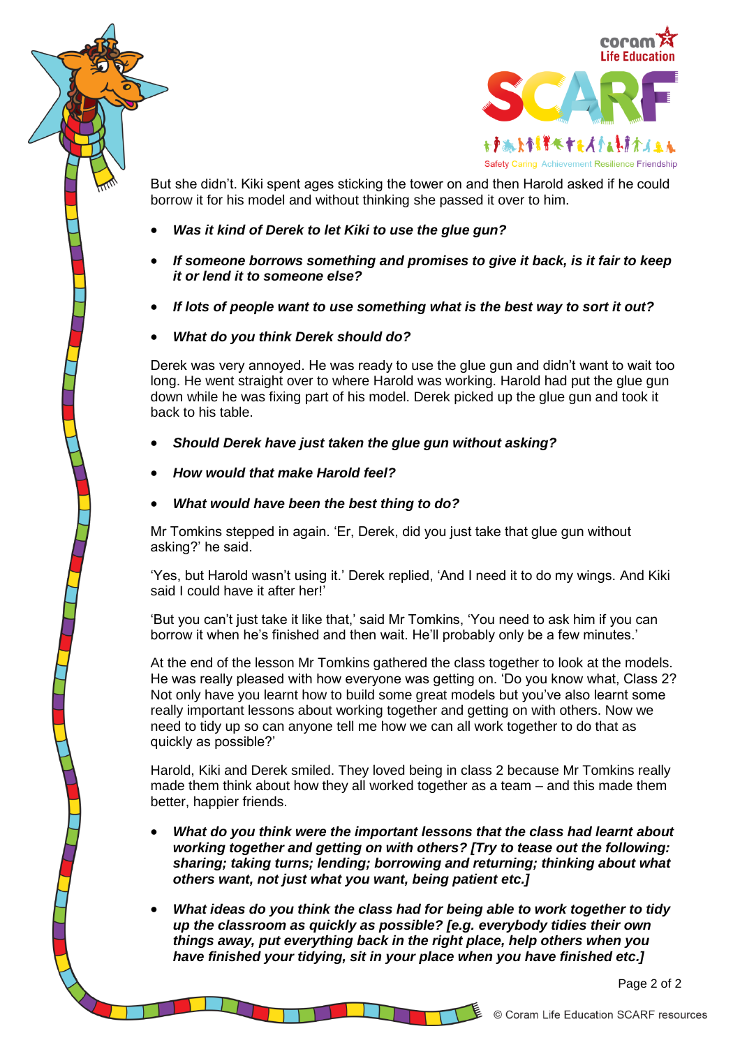But she didn't. Kiki spent ages sticking the tower on and then Harold asked if he could borrow it for his model and without thinking she passed it over to him.

- ***Was it kind of Derek to let Kiki to use the glue gun?***
- ***If someone borrows something and promises to give it back, is it fair to keep it or lend it to someone else?***
- ***If lots of people want to use something what is the best way to sort it out?***
- ***What do you think Derek should do?***

Derek was very annoyed. He was ready to use the glue gun and didn't want to wait too long. He went straight over to where Harold was working. Harold had put the glue gun down while he was fixing part of his model. Derek picked up the glue gun and took it back to his table.

- ***Should Derek have just taken the glue gun without asking?***
- ***How would that make Harold feel?***
- ***What would have been the best thing to do?***

Mr Tomkins stepped in again. 'Er, Derek, did you just take that glue gun without asking?' he said.

'Yes, but Harold wasn't using it.' Derek replied, 'And I need it to do my wings. And Kiki said I could have it after her!'

'But you can't just take it like that,' said Mr Tomkins, 'You need to ask him if you can borrow it when he's finished and then wait. He'll probably only be a few minutes.'

At the end of the lesson Mr Tomkins gathered the class together to look at the models. He was really pleased with how everyone was getting on. 'Do you know what, Class 2? Not only have you learnt how to build some great models but you've also learnt some really important lessons about working together and getting on with others. Now we need to tidy up so can anyone tell me how we can all work together to do that as quickly as possible?'

Harold, Kiki and Derek smiled. They loved being in class 2 because Mr Tomkins really made them think about how they all worked together as a team – and this made them better, happier friends.

- ***What do you think were the important lessons that the class had learnt about working together and getting on with others? [Try to tease out the following: sharing; taking turns; lending; borrowing and returning; thinking about what others want, not just what you want, being patient etc.]***
- ***What ideas do you think the class had for being able to work together to tidy up the classroom as quickly as possible? [e.g. everybody tidies their own things away, put everything back in the right place, help others when you have finished your tidying, sit in your place when you have finished etc.]***